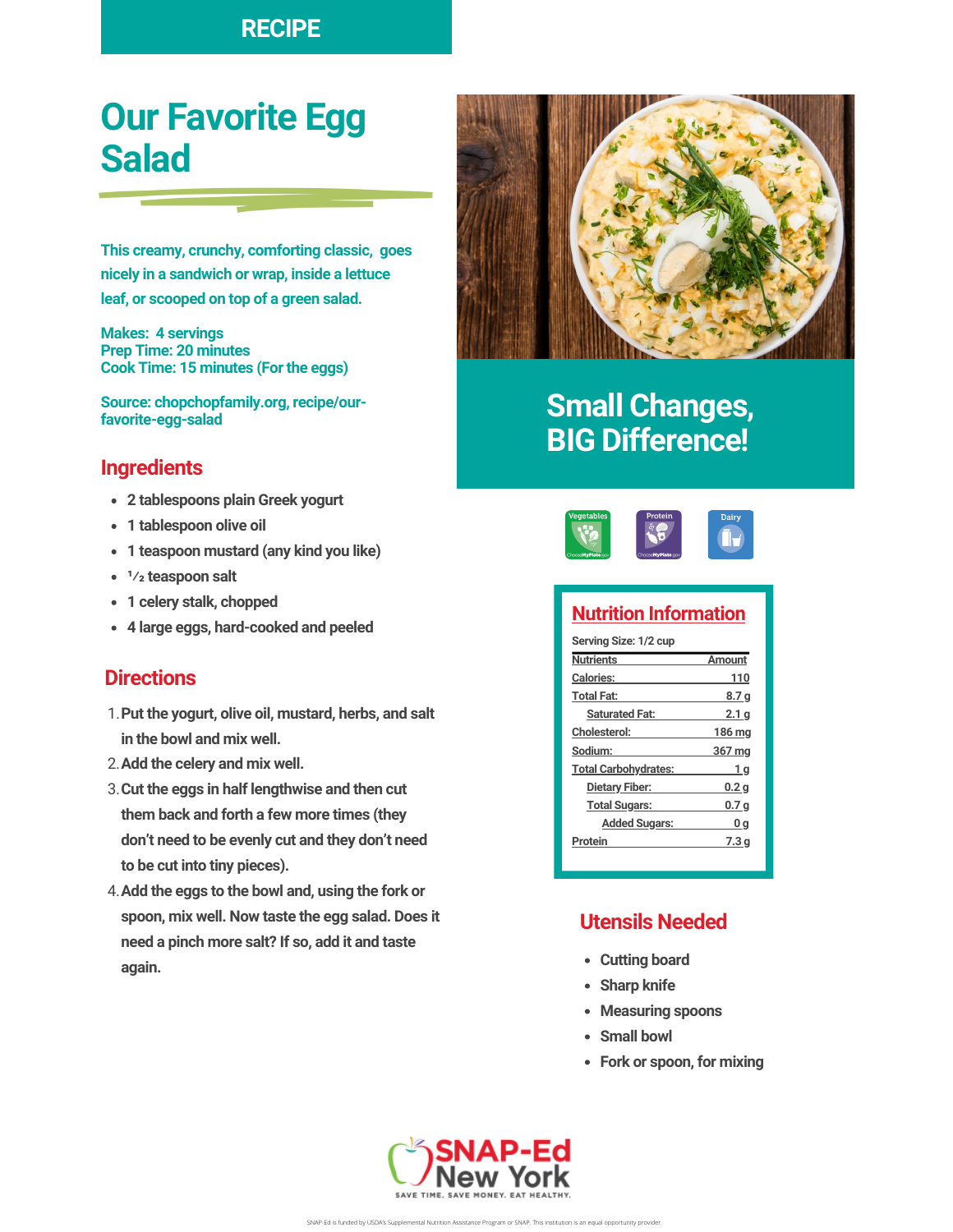RECIPE

# Our Favorite Egg Salad

This creamy, crunchy, comforting classic, goes nicely in a sandwich or wrap, inside a lettuce leaf, or scooped on top of a green salad.

Makes: 4 servings
Prep Time: 20 minutes
Cook Time: 15 minutes (For the eggs)

Source: chopchopfamily.org, recipe/our-favorite-egg-salad

## Ingredients

- 2 tablespoons plain Greek yogurt
- 1 tablespoon olive oil
- 1 teaspoon mustard (any kind you like)
- ½ teaspoon salt
- 1 celery stalk, chopped
- 4 large eggs, hard-cooked and peeled

## Directions

1. Put the yogurt, olive oil, mustard, herbs, and salt in the bowl and mix well.
2. Add the celery and mix well.
3. Cut the eggs in half lengthwise and then cut them back and forth a few more times (they don't need to be evenly cut and they don't need to be cut into tiny pieces).
4. Add the eggs to the bowl and, using the fork or spoon, mix well. Now taste the egg salad. Does it need a pinch more salt? If so, add it and taste again.

## Small Changes, BIG Difference!

Vegetables | Protein | Dairy

## Nutrition Information

Serving Size: 1/2 cup

| Nutrients | Amount |
|---|---|
| Calories: | 110 |
| Total Fat: | 8.7 g |
| Saturated Fat: | 2.1 g |
| Cholesterol: | 186 mg |
| Sodium: | 367 mg |
| Total Carbohydrates: | 1 g |
| Dietary Fiber: | 0.2 g |
| Total Sugars: | 0.7 g |
| Added Sugars: | 0 g |
| Protein | 7.3 g |

## Utensils Needed

- Cutting board
- Sharp knife
- Measuring spoons
- Small bowl
- Fork or spoon, for mixing

SNAP-Ed New York
SAVE TIME. SAVE MONEY. EAT HEALTHY.

SNAP-Ed is funded by USDA's Supplemental Nutrition Assistance Program or SNAP. This institution is an equal opportunity provider.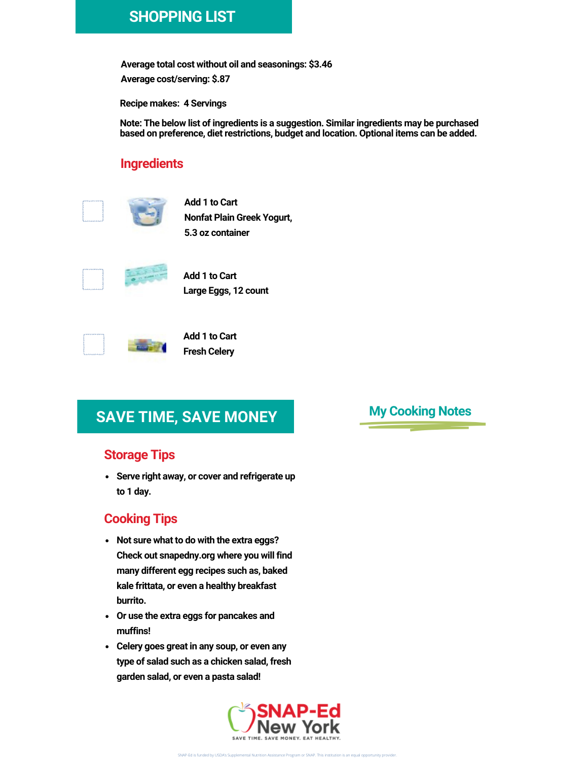# SHOPPING LIST

**Average total cost without oil and seasonings: $3.46**
**Average cost/serving: $.87**

**Recipe makes: 4 Servings**

**Note: The below list of ingredients is a suggestion. Similar ingredients may be purchased based on preference, diet restrictions, budget and location. Optional items can be added.**

## Ingredients

- [ ] Add 1 to Cart
  Nonfat Plain Greek Yogurt, 5.3 oz container
- [ ] Add 1 to Cart
  Large Eggs, 12 count
- [ ] Add 1 to Cart
  Fresh Celery

# SAVE TIME, SAVE MONEY

## Storage Tips

- Serve right away, or cover and refrigerate up to 1 day.

## Cooking Tips

- Not sure what to do with the extra eggs? Check out snapedny.org where you will find many different egg recipes such as, baked kale frittata, or even a healthy breakfast burrito.
- Or use the extra eggs for pancakes and muffins!
- Celery goes great in any soup, or even any type of salad such as a chicken salad, fresh garden salad, or even a pasta salad!

## My Cooking Notes

SNAP-Ed New York
SAVE TIME. SAVE MONEY. EAT HEALTHY.

SNAP-Ed is funded by USDA's Supplemental Nutrition Assistance Program or SNAP. This institution is an equal opportunity provider.